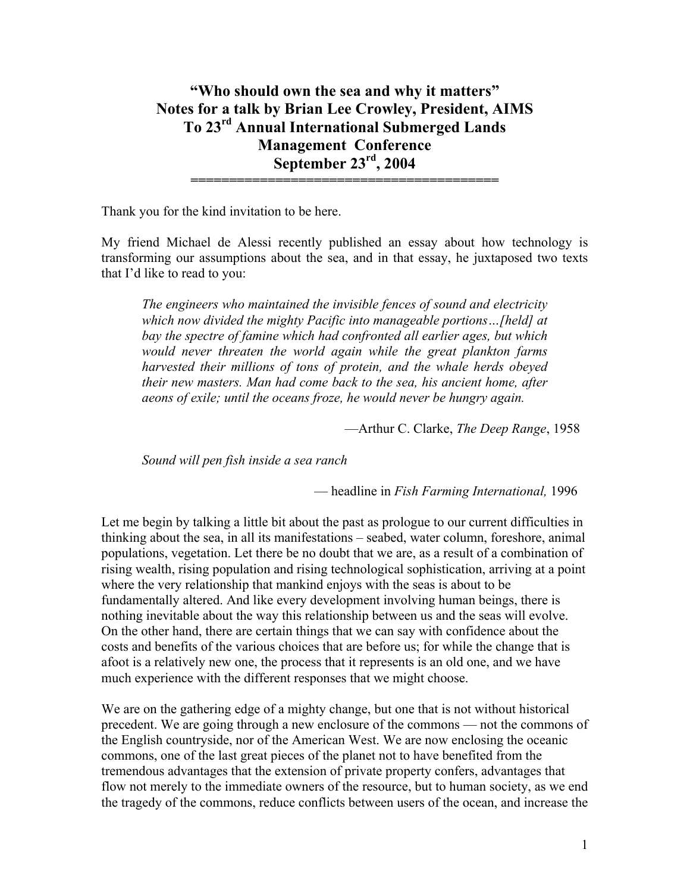# "Who should own the sea and why it matters"
# Notes for a talk by Brian Lee Crowley, President, AIMS
# To 23rd Annual International Submerged Lands Management Conference
# September 23rd, 2004

Thank you for the kind invitation to be here.

My friend Michael de Alessi recently published an essay about how technology is transforming our assumptions about the sea, and in that essay, he juxtaposed two texts that I'd like to read to you:

> *The engineers who maintained the invisible fences of sound and electricity which now divided the mighty Pacific into manageable portions…[held] at bay the spectre of famine which had confronted all earlier ages, but which would never threaten the world again while the great plankton farms harvested their millions of tons of protein, and the whale herds obeyed their new masters. Man had come back to the sea, his ancient home, after aeons of exile; until the oceans froze, he would never be hungry again.*
>
> —Arthur C. Clarke, *The Deep Range*, 1958

> *Sound will pen fish inside a sea ranch*
>
> — headline in *Fish Farming International,* 1996

Let me begin by talking a little bit about the past as prologue to our current difficulties in thinking about the sea, in all its manifestations – seabed, water column, foreshore, animal populations, vegetation. Let there be no doubt that we are, as a result of a combination of rising wealth, rising population and rising technological sophistication, arriving at a point where the very relationship that mankind enjoys with the seas is about to be fundamentally altered. And like every development involving human beings, there is nothing inevitable about the way this relationship between us and the seas will evolve. On the other hand, there are certain things that we can say with confidence about the costs and benefits of the various choices that are before us; for while the change that is afoot is a relatively new one, the process that it represents is an old one, and we have much experience with the different responses that we might choose.

We are on the gathering edge of a mighty change, but one that is not without historical precedent. We are going through a new enclosure of the commons — not the commons of the English countryside, nor of the American West. We are now enclosing the oceanic commons, one of the last great pieces of the planet not to have benefited from the tremendous advantages that the extension of private property confers, advantages that flow not merely to the immediate owners of the resource, but to human society, as we end the tragedy of the commons, reduce conflicts between users of the ocean, and increase the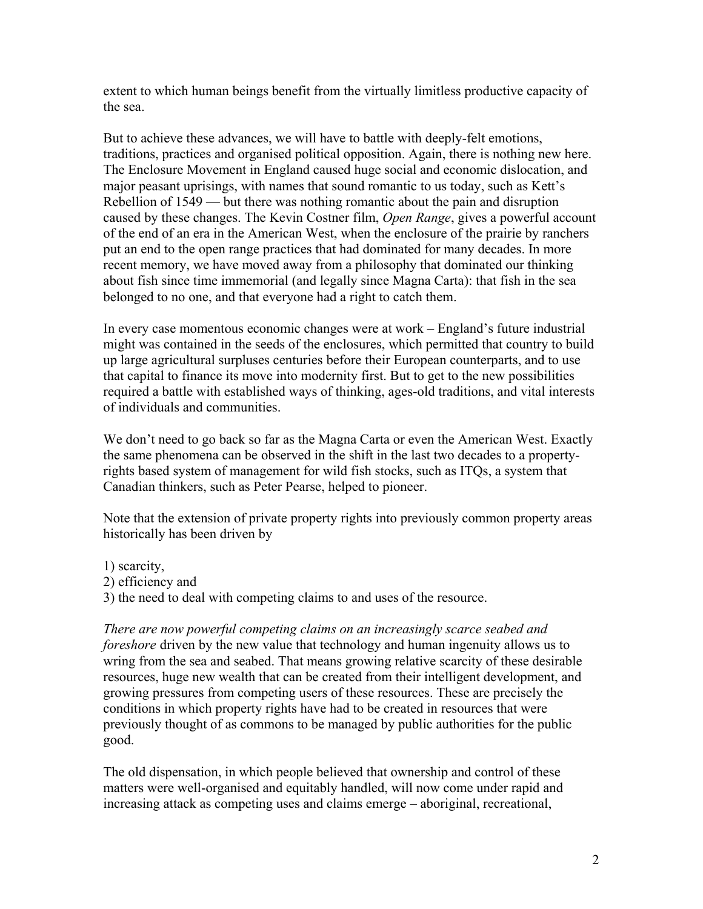extent to which human beings benefit from the virtually limitless productive capacity of the sea.

But to achieve these advances, we will have to battle with deeply-felt emotions, traditions, practices and organised political opposition. Again, there is nothing new here. The Enclosure Movement in England caused huge social and economic dislocation, and major peasant uprisings, with names that sound romantic to us today, such as Kett's Rebellion of 1549 — but there was nothing romantic about the pain and disruption caused by these changes. The Kevin Costner film, *Open Range*, gives a powerful account of the end of an era in the American West, when the enclosure of the prairie by ranchers put an end to the open range practices that had dominated for many decades. In more recent memory, we have moved away from a philosophy that dominated our thinking about fish since time immemorial (and legally since Magna Carta): that fish in the sea belonged to no one, and that everyone had a right to catch them.

In every case momentous economic changes were at work – England's future industrial might was contained in the seeds of the enclosures, which permitted that country to build up large agricultural surpluses centuries before their European counterparts, and to use that capital to finance its move into modernity first. But to get to the new possibilities required a battle with established ways of thinking, ages-old traditions, and vital interests of individuals and communities.

We don't need to go back so far as the Magna Carta or even the American West. Exactly the same phenomena can be observed in the shift in the last two decades to a property-rights based system of management for wild fish stocks, such as ITQs, a system that Canadian thinkers, such as Peter Pearse, helped to pioneer.

Note that the extension of private property rights into previously common property areas historically has been driven by

1) scarcity,
2) efficiency and
3) the need to deal with competing claims to and uses of the resource.

*There are now powerful competing claims on an increasingly scarce seabed and foreshore* driven by the new value that technology and human ingenuity allows us to wring from the sea and seabed. That means growing relative scarcity of these desirable resources, huge new wealth that can be created from their intelligent development, and growing pressures from competing users of these resources. These are precisely the conditions in which property rights have had to be created in resources that were previously thought of as commons to be managed by public authorities for the public good.

The old dispensation, in which people believed that ownership and control of these matters were well-organised and equitably handled, will now come under rapid and increasing attack as competing uses and claims emerge – aboriginal, recreational,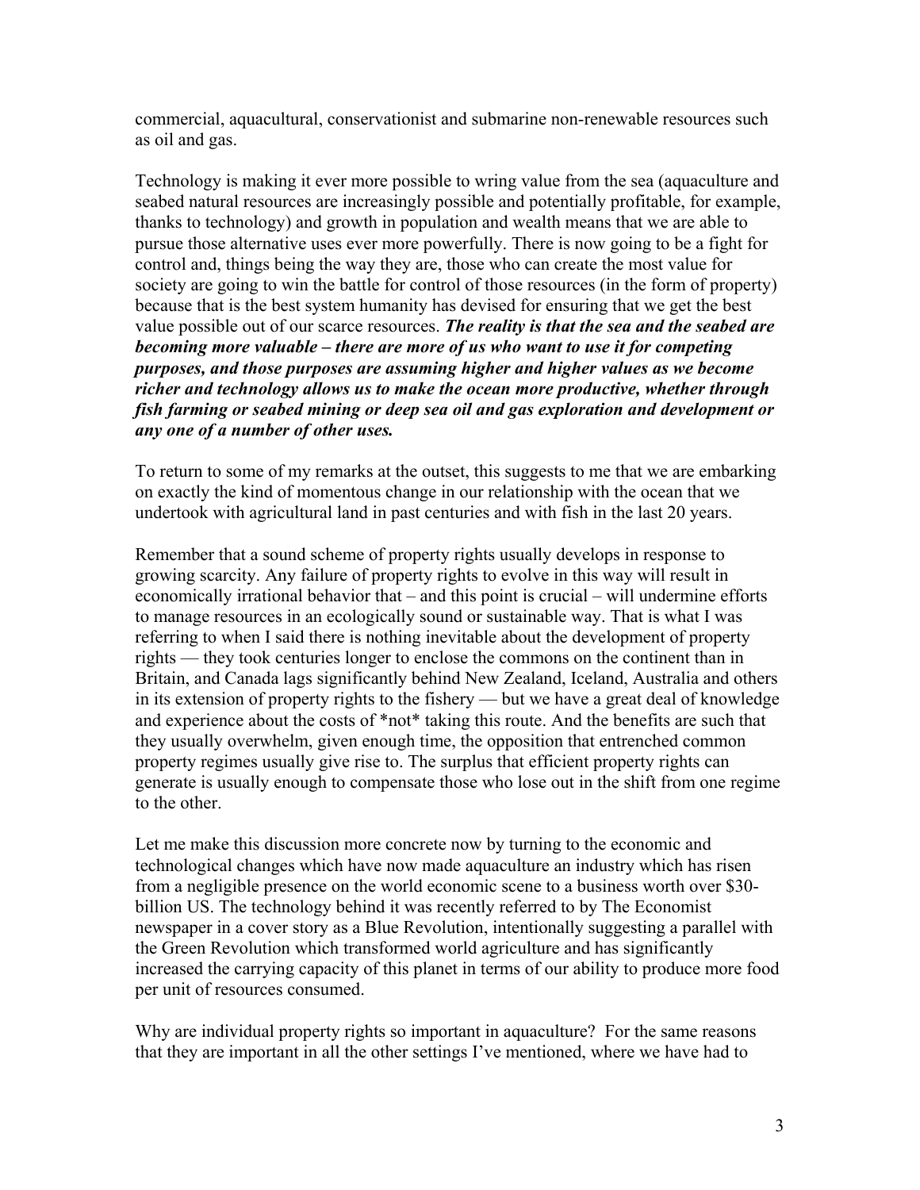commercial, aquacultural, conservationist and submarine non-renewable resources such as oil and gas.

Technology is making it ever more possible to wring value from the sea (aquaculture and seabed natural resources are increasingly possible and potentially profitable, for example, thanks to technology) and growth in population and wealth means that we are able to pursue those alternative uses ever more powerfully. There is now going to be a fight for control and, things being the way they are, those who can create the most value for society are going to win the battle for control of those resources (in the form of property) because that is the best system humanity has devised for ensuring that we get the best value possible out of our scarce resources. ***The reality is that the sea and the seabed are becoming more valuable – there are more of us who want to use it for competing purposes, and those purposes are assuming higher and higher values as we become richer and technology allows us to make the ocean more productive, whether through fish farming or seabed mining or deep sea oil and gas exploration and development or any one of a number of other uses.***

To return to some of my remarks at the outset, this suggests to me that we are embarking on exactly the kind of momentous change in our relationship with the ocean that we undertook with agricultural land in past centuries and with fish in the last 20 years.

Remember that a sound scheme of property rights usually develops in response to growing scarcity. Any failure of property rights to evolve in this way will result in economically irrational behavior that – and this point is crucial – will undermine efforts to manage resources in an ecologically sound or sustainable way. That is what I was referring to when I said there is nothing inevitable about the development of property rights — they took centuries longer to enclose the commons on the continent than in Britain, and Canada lags significantly behind New Zealand, Iceland, Australia and others in its extension of property rights to the fishery — but we have a great deal of knowledge and experience about the costs of *not* taking this route. And the benefits are such that they usually overwhelm, given enough time, the opposition that entrenched common property regimes usually give rise to. The surplus that efficient property rights can generate is usually enough to compensate those who lose out in the shift from one regime to the other.

Let me make this discussion more concrete now by turning to the economic and technological changes which have now made aquaculture an industry which has risen from a negligible presence on the world economic scene to a business worth over $30-billion US. The technology behind it was recently referred to by The Economist newspaper in a cover story as a Blue Revolution, intentionally suggesting a parallel with the Green Revolution which transformed world agriculture and has significantly increased the carrying capacity of this planet in terms of our ability to produce more food per unit of resources consumed.

Why are individual property rights so important in aquaculture? For the same reasons that they are important in all the other settings I've mentioned, where we have had to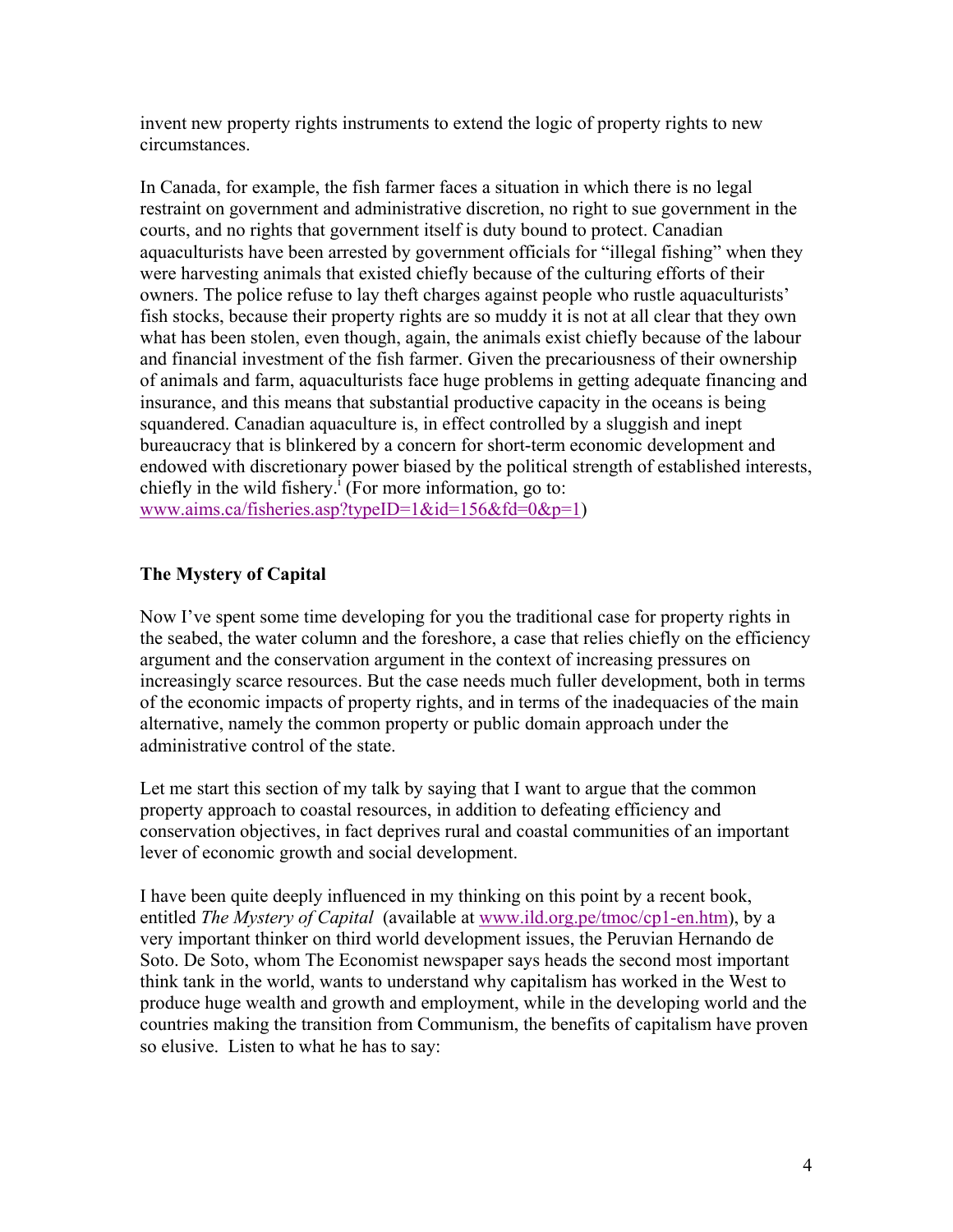invent new property rights instruments to extend the logic of property rights to new circumstances.

In Canada, for example, the fish farmer faces a situation in which there is no legal restraint on government and administrative discretion, no right to sue government in the courts, and no rights that government itself is duty bound to protect. Canadian aquaculturists have been arrested by government officials for "illegal fishing" when they were harvesting animals that existed chiefly because of the culturing efforts of their owners. The police refuse to lay theft charges against people who rustle aquaculturists' fish stocks, because their property rights are so muddy it is not at all clear that they own what has been stolen, even though, again, the animals exist chiefly because of the labour and financial investment of the fish farmer. Given the precariousness of their ownership of animals and farm, aquaculturists face huge problems in getting adequate financing and insurance, and this means that substantial productive capacity in the oceans is being squandered. Canadian aquaculture is, in effect controlled by a sluggish and inept bureaucracy that is blinkered by a concern for short-term economic development and endowed with discretionary power biased by the political strength of established interests, chiefly in the wild fishery.[i] (For more information, go to: www.aims.ca/fisheries.asp?typeID=1&id=156&fd=0&p=1)

## The Mystery of Capital

Now I've spent some time developing for you the traditional case for property rights in the seabed, the water column and the foreshore, a case that relies chiefly on the efficiency argument and the conservation argument in the context of increasing pressures on increasingly scarce resources. But the case needs much fuller development, both in terms of the economic impacts of property rights, and in terms of the inadequacies of the main alternative, namely the common property or public domain approach under the administrative control of the state.

Let me start this section of my talk by saying that I want to argue that the common property approach to coastal resources, in addition to defeating efficiency and conservation objectives, in fact deprives rural and coastal communities of an important lever of economic growth and social development.

I have been quite deeply influenced in my thinking on this point by a recent book, entitled *The Mystery of Capital* (available at www.ild.org.pe/tmoc/cp1-en.htm), by a very important thinker on third world development issues, the Peruvian Hernando de Soto. De Soto, whom The Economist newspaper says heads the second most important think tank in the world, wants to understand why capitalism has worked in the West to produce huge wealth and growth and employment, while in the developing world and the countries making the transition from Communism, the benefits of capitalism have proven so elusive. Listen to what he has to say: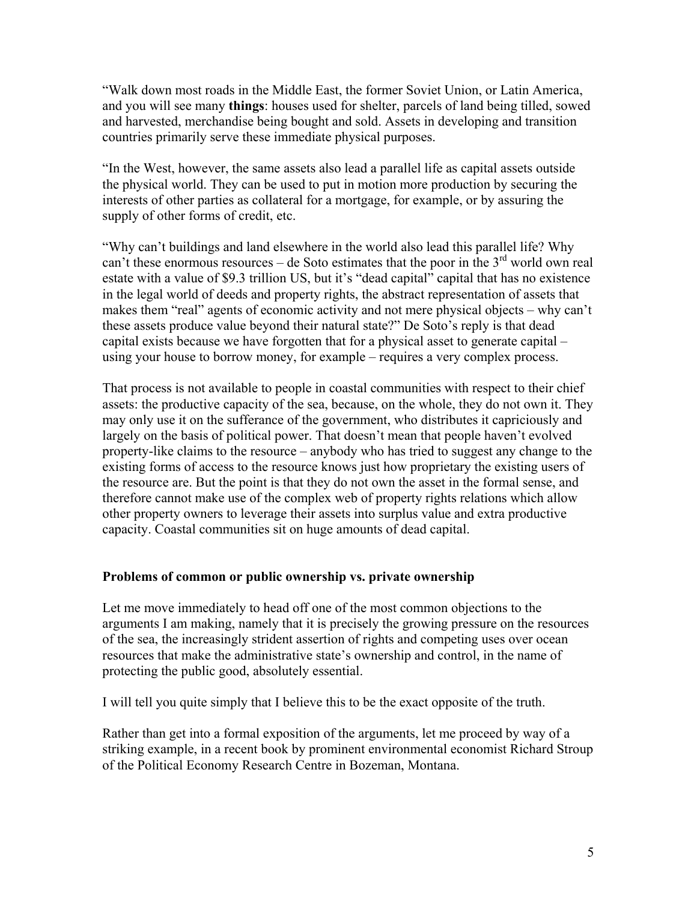"Walk down most roads in the Middle East, the former Soviet Union, or Latin America, and you will see many **things**: houses used for shelter, parcels of land being tilled, sowed and harvested, merchandise being bought and sold. Assets in developing and transition countries primarily serve these immediate physical purposes.

"In the West, however, the same assets also lead a parallel life as capital assets outside the physical world. They can be used to put in motion more production by securing the interests of other parties as collateral for a mortgage, for example, or by assuring the supply of other forms of credit, etc.

"Why can't buildings and land elsewhere in the world also lead this parallel life? Why can't these enormous resources – de Soto estimates that the poor in the 3rd world own real estate with a value of $9.3 trillion US, but it's "dead capital" capital that has no existence in the legal world of deeds and property rights, the abstract representation of assets that makes them "real" agents of economic activity and not mere physical objects – why can't these assets produce value beyond their natural state?" De Soto's reply is that dead capital exists because we have forgotten that for a physical asset to generate capital – using your house to borrow money, for example – requires a very complex process.

That process is not available to people in coastal communities with respect to their chief assets: the productive capacity of the sea, because, on the whole, they do not own it. They may only use it on the sufferance of the government, who distributes it capriciously and largely on the basis of political power. That doesn't mean that people haven't evolved property-like claims to the resource – anybody who has tried to suggest any change to the existing forms of access to the resource knows just how proprietary the existing users of the resource are. But the point is that they do not own the asset in the formal sense, and therefore cannot make use of the complex web of property rights relations which allow other property owners to leverage their assets into surplus value and extra productive capacity. Coastal communities sit on huge amounts of dead capital.

### Problems of common or public ownership vs. private ownership

Let me move immediately to head off one of the most common objections to the arguments I am making, namely that it is precisely the growing pressure on the resources of the sea, the increasingly strident assertion of rights and competing uses over ocean resources that make the administrative state's ownership and control, in the name of protecting the public good, absolutely essential.

I will tell you quite simply that I believe this to be the exact opposite of the truth.

Rather than get into a formal exposition of the arguments, let me proceed by way of a striking example, in a recent book by prominent environmental economist Richard Stroup of the Political Economy Research Centre in Bozeman, Montana.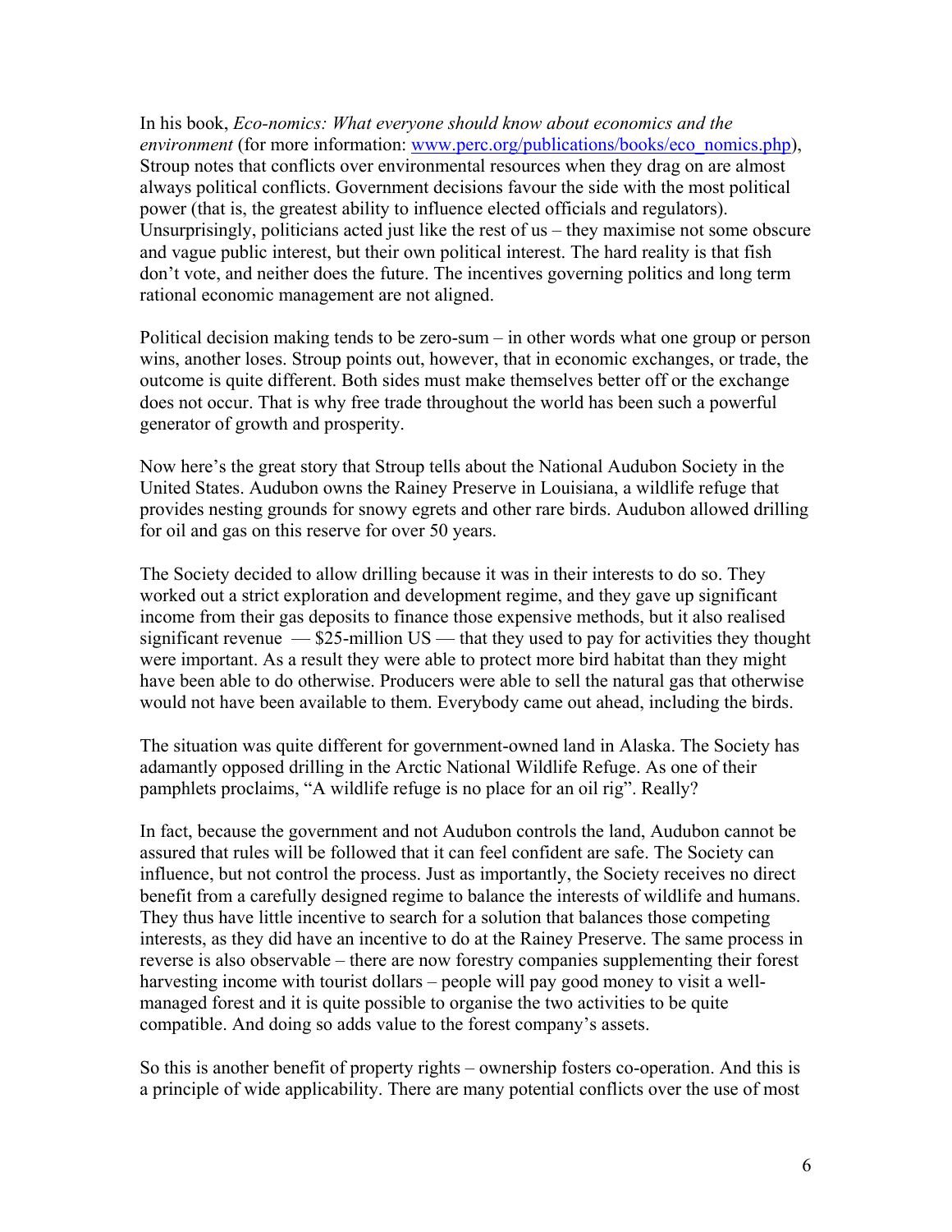In his book, *Eco-nomics: What everyone should know about economics and the environment* (for more information: [www.perc.org/publications/books/eco_nomics.php](www.perc.org/publications/books/eco_nomics.php)), Stroup notes that conflicts over environmental resources when they drag on are almost always political conflicts. Government decisions favour the side with the most political power (that is, the greatest ability to influence elected officials and regulators). Unsurprisingly, politicians acted just like the rest of us – they maximise not some obscure and vague public interest, but their own political interest. The hard reality is that fish don't vote, and neither does the future. The incentives governing politics and long term rational economic management are not aligned.

Political decision making tends to be zero-sum – in other words what one group or person wins, another loses. Stroup points out, however, that in economic exchanges, or trade, the outcome is quite different. Both sides must make themselves better off or the exchange does not occur. That is why free trade throughout the world has been such a powerful generator of growth and prosperity.

Now here's the great story that Stroup tells about the National Audubon Society in the United States. Audubon owns the Rainey Preserve in Louisiana, a wildlife refuge that provides nesting grounds for snowy egrets and other rare birds. Audubon allowed drilling for oil and gas on this reserve for over 50 years.

The Society decided to allow drilling because it was in their interests to do so. They worked out a strict exploration and development regime, and they gave up significant income from their gas deposits to finance those expensive methods, but it also realised significant revenue — $25-million US — that they used to pay for activities they thought were important. As a result they were able to protect more bird habitat than they might have been able to do otherwise. Producers were able to sell the natural gas that otherwise would not have been available to them. Everybody came out ahead, including the birds.

The situation was quite different for government-owned land in Alaska. The Society has adamantly opposed drilling in the Arctic National Wildlife Refuge. As one of their pamphlets proclaims, "A wildlife refuge is no place for an oil rig". Really?

In fact, because the government and not Audubon controls the land, Audubon cannot be assured that rules will be followed that it can feel confident are safe. The Society can influence, but not control the process. Just as importantly, the Society receives no direct benefit from a carefully designed regime to balance the interests of wildlife and humans. They thus have little incentive to search for a solution that balances those competing interests, as they did have an incentive to do at the Rainey Preserve. The same process in reverse is also observable – there are now forestry companies supplementing their forest harvesting income with tourist dollars – people will pay good money to visit a well-managed forest and it is quite possible to organise the two activities to be quite compatible. And doing so adds value to the forest company's assets.

So this is another benefit of property rights – ownership fosters co-operation. And this is a principle of wide applicability. There are many potential conflicts over the use of most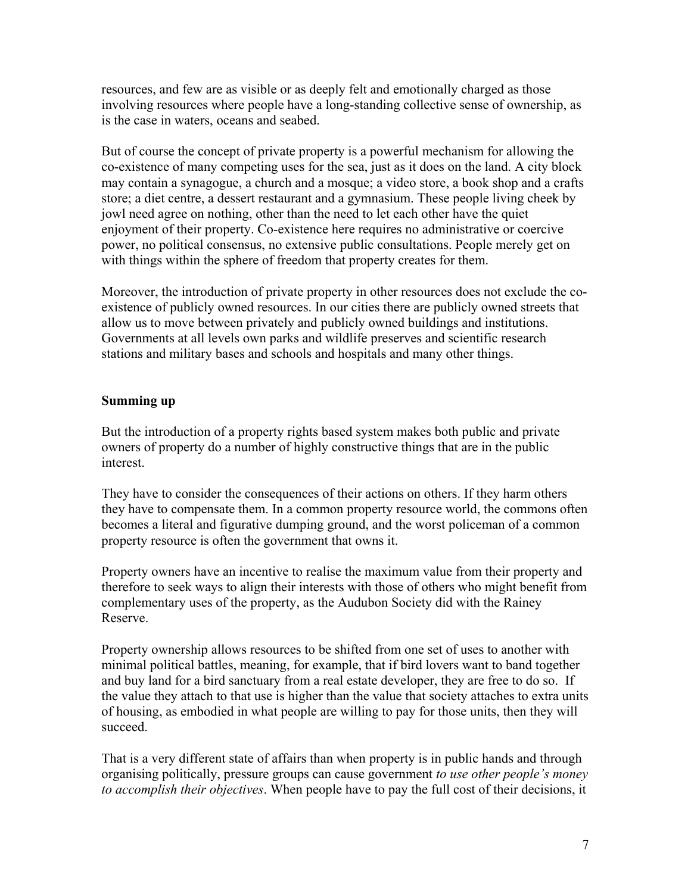resources, and few are as visible or as deeply felt and emotionally charged as those involving resources where people have a long-standing collective sense of ownership, as is the case in waters, oceans and seabed.

But of course the concept of private property is a powerful mechanism for allowing the co-existence of many competing uses for the sea, just as it does on the land. A city block may contain a synagogue, a church and a mosque; a video store, a book shop and a crafts store; a diet centre, a dessert restaurant and a gymnasium. These people living cheek by jowl need agree on nothing, other than the need to let each other have the quiet enjoyment of their property. Co-existence here requires no administrative or coercive power, no political consensus, no extensive public consultations. People merely get on with things within the sphere of freedom that property creates for them.

Moreover, the introduction of private property in other resources does not exclude the co-existence of publicly owned resources. In our cities there are publicly owned streets that allow us to move between privately and publicly owned buildings and institutions. Governments at all levels own parks and wildlife preserves and scientific research stations and military bases and schools and hospitals and many other things.

## Summing up

But the introduction of a property rights based system makes both public and private owners of property do a number of highly constructive things that are in the public interest.

They have to consider the consequences of their actions on others. If they harm others they have to compensate them. In a common property resource world, the commons often becomes a literal and figurative dumping ground, and the worst policeman of a common property resource is often the government that owns it.

Property owners have an incentive to realise the maximum value from their property and therefore to seek ways to align their interests with those of others who might benefit from complementary uses of the property, as the Audubon Society did with the Rainey Reserve.

Property ownership allows resources to be shifted from one set of uses to another with minimal political battles, meaning, for example, that if bird lovers want to band together and buy land for a bird sanctuary from a real estate developer, they are free to do so. If the value they attach to that use is higher than the value that society attaches to extra units of housing, as embodied in what people are willing to pay for those units, then they will succeed.

That is a very different state of affairs than when property is in public hands and through organising politically, pressure groups can cause government *to use other people's money to accomplish their objectives*. When people have to pay the full cost of their decisions, it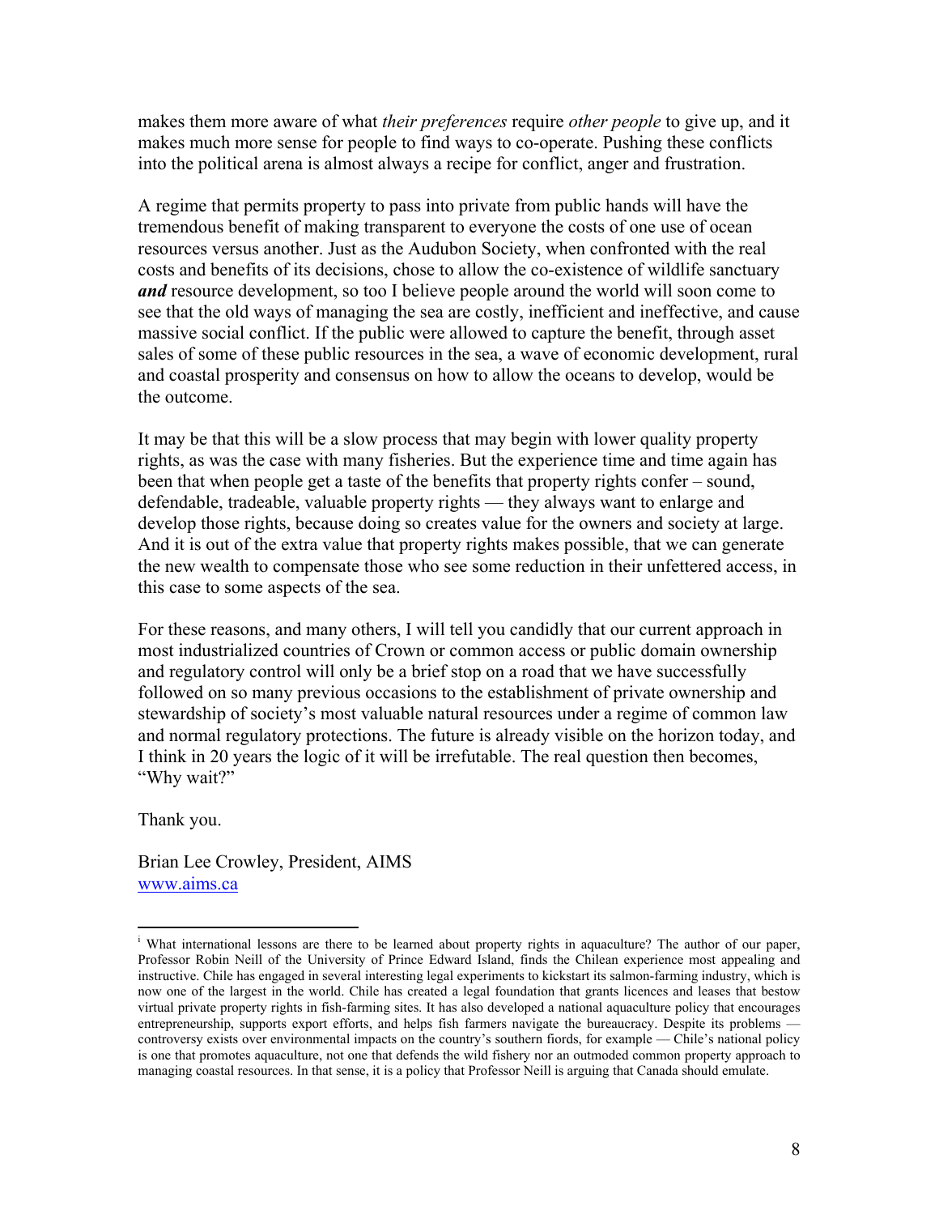makes them more aware of what *their preferences* require *other people* to give up, and it makes much more sense for people to find ways to co-operate. Pushing these conflicts into the political arena is almost always a recipe for conflict, anger and frustration.

A regime that permits property to pass into private from public hands will have the tremendous benefit of making transparent to everyone the costs of one use of ocean resources versus another. Just as the Audubon Society, when confronted with the real costs and benefits of its decisions, chose to allow the co-existence of wildlife sanctuary ***and*** resource development, so too I believe people around the world will soon come to see that the old ways of managing the sea are costly, inefficient and ineffective, and cause massive social conflict. If the public were allowed to capture the benefit, through asset sales of some of these public resources in the sea, a wave of economic development, rural and coastal prosperity and consensus on how to allow the oceans to develop, would be the outcome.

It may be that this will be a slow process that may begin with lower quality property rights, as was the case with many fisheries. But the experience time and time again has been that when people get a taste of the benefits that property rights confer – sound, defendable, tradeable, valuable property rights — they always want to enlarge and develop those rights, because doing so creates value for the owners and society at large. And it is out of the extra value that property rights makes possible, that we can generate the new wealth to compensate those who see some reduction in their unfettered access, in this case to some aspects of the sea.

For these reasons, and many others, I will tell you candidly that our current approach in most industrialized countries of Crown or common access or public domain ownership and regulatory control will only be a brief stop on a road that we have successfully followed on so many previous occasions to the establishment of private ownership and stewardship of society's most valuable natural resources under a regime of common law and normal regulatory protections. The future is already visible on the horizon today, and I think in 20 years the logic of it will be irrefutable. The real question then becomes, "Why wait?"

Thank you.

Brian Lee Crowley, President, AIMS
www.aims.ca

---

[i] What international lessons are there to be learned about property rights in aquaculture? The author of our paper, Professor Robin Neill of the University of Prince Edward Island, finds the Chilean experience most appealing and instructive. Chile has engaged in several interesting legal experiments to kickstart its salmon-farming industry, which is now one of the largest in the world. Chile has created a legal foundation that grants licences and leases that bestow virtual private property rights in fish-farming sites. It has also developed a national aquaculture policy that encourages entrepreneurship, supports export efforts, and helps fish farmers navigate the bureaucracy. Despite its problems — controversy exists over environmental impacts on the country's southern fiords, for example — Chile's national policy is one that promotes aquaculture, not one that defends the wild fishery nor an outmoded common property approach to managing coastal resources. In that sense, it is a policy that Professor Neill is arguing that Canada should emulate.